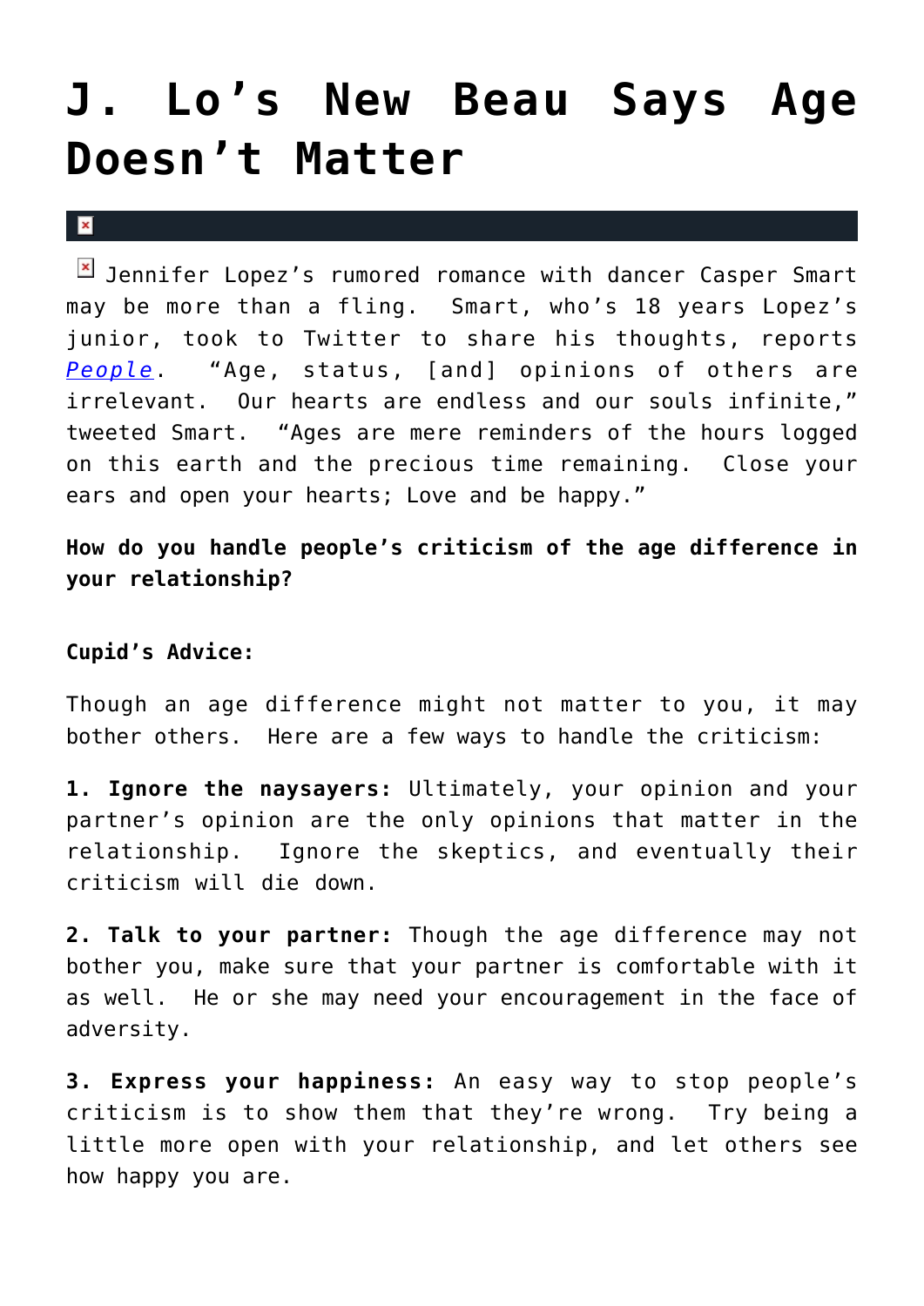# J. Lo's New Beau Says Age Doesn't Matter

Jennifer Lopez's rumored romance with dancer Casper Smart may be more than a fling. Smart, who's 18 years Lopez's junior, took to Twitter to share his thoughts, reports *People*. "Age, status, [and] opinions of others are irrelevant. Our hearts are endless and our souls infinite," tweeted Smart. "Ages are mere reminders of the hours logged on this earth and the precious time remaining. Close your ears and open your hearts; Love and be happy."

**How do you handle people's criticism of the age difference in your relationship?**

**Cupid's Advice:**

Though an age difference might not matter to you, it may bother others. Here are a few ways to handle the criticism:

**1. Ignore the naysayers:** Ultimately, your opinion and your partner's opinion are the only opinions that matter in the relationship. Ignore the skeptics, and eventually their criticism will die down.

**2. Talk to your partner:** Though the age difference may not bother you, make sure that your partner is comfortable with it as well. He or she may need your encouragement in the face of adversity.

**3. Express your happiness:** An easy way to stop people's criticism is to show them that they're wrong. Try being a little more open with your relationship, and let others see how happy you are.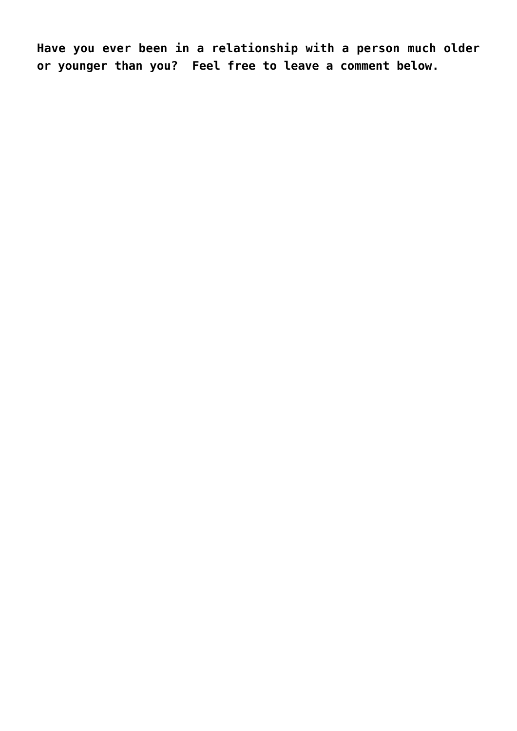**Have you ever been in a relationship with a person much older or younger than you?  Feel free to leave a comment below.**